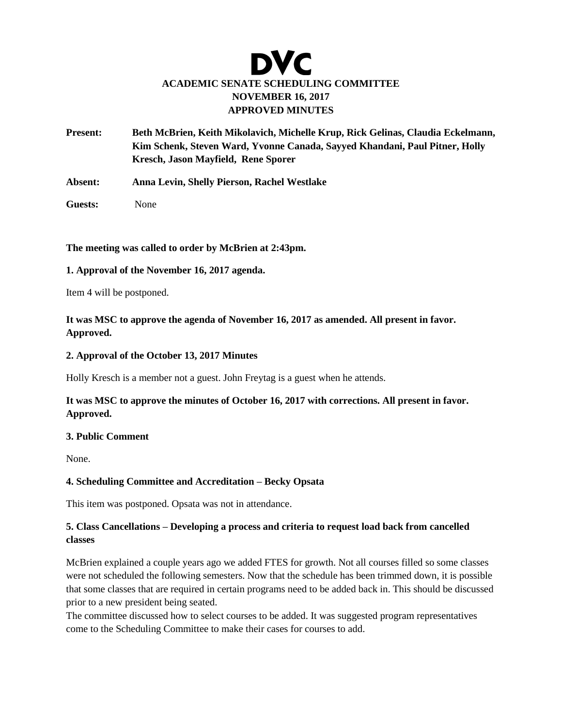# DVC

## ACADEMIC SENATE SCHEDULING COMMITTEE
## NOVEMBER 16, 2017
## APPROVED MINUTES

**Present:** **Beth McBrien, Keith Mikolavich, Michelle Krup, Rick Gelinas, Claudia Eckelmann, Kim Schenk, Steven Ward, Yvonne Canada, Sayyed Khandani, Paul Pitner, Holly Kresch, Jason Mayfield, Rene Sporer**

**Absent:** **Anna Levin, Shelly Pierson, Rachel Westlake**

**Guests:** None

**The meeting was called to order by McBrien at 2:43pm.**

**1. Approval of the November 16, 2017 agenda.**

Item 4 will be postponed.

**It was MSC to approve the agenda of November 16, 2017 as amended. All present in favor. Approved.**

**2. Approval of the October 13, 2017 Minutes**

Holly Kresch is a member not a guest. John Freytag is a guest when he attends.

**It was MSC to approve the minutes of October 16, 2017 with corrections. All present in favor. Approved.**

**3. Public Comment**

None.

**4. Scheduling Committee and Accreditation – Becky Opsata**

This item was postponed. Opsata was not in attendance.

**5. Class Cancellations – Developing a process and criteria to request load back from cancelled classes**

McBrien explained a couple years ago we added FTES for growth. Not all courses filled so some classes were not scheduled the following semesters. Now that the schedule has been trimmed down, it is possible that some classes that are required in certain programs need to be added back in. This should be discussed prior to a new president being seated.

The committee discussed how to select courses to be added. It was suggested program representatives come to the Scheduling Committee to make their cases for courses to add.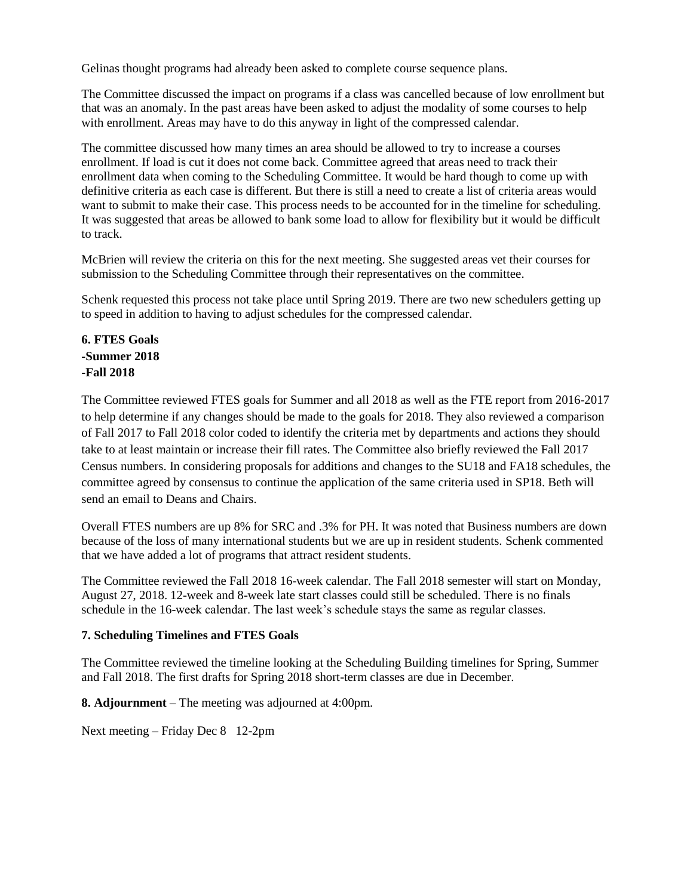Gelinas thought programs had already been asked to complete course sequence plans.

The Committee discussed the impact on programs if a class was cancelled because of low enrollment but that was an anomaly. In the past areas have been asked to adjust the modality of some courses to help with enrollment. Areas may have to do this anyway in light of the compressed calendar.

The committee discussed how many times an area should be allowed to try to increase a courses enrollment. If load is cut it does not come back. Committee agreed that areas need to track their enrollment data when coming to the Scheduling Committee. It would be hard though to come up with definitive criteria as each case is different. But there is still a need to create a list of criteria areas would want to submit to make their case. This process needs to be accounted for in the timeline for scheduling. It was suggested that areas be allowed to bank some load to allow for flexibility but it would be difficult to track.

McBrien will review the criteria on this for the next meeting. She suggested areas vet their courses for submission to the Scheduling Committee through their representatives on the committee.

Schenk requested this process not take place until Spring 2019. There are two new schedulers getting up to speed in addition to having to adjust schedules for the compressed calendar.

**6. FTES Goals**
**-Summer 2018**
**-Fall 2018**

The Committee reviewed FTES goals for Summer and all 2018 as well as the FTE report from 2016-2017 to help determine if any changes should be made to the goals for 2018. They also reviewed a comparison of Fall 2017 to Fall 2018 color coded to identify the criteria met by departments and actions they should take to at least maintain or increase their fill rates. The Committee also briefly reviewed the Fall 2017 Census numbers. In considering proposals for additions and changes to the SU18 and FA18 schedules, the committee agreed by consensus to continue the application of the same criteria used in SP18. Beth will send an email to Deans and Chairs.

Overall FTES numbers are up 8% for SRC and .3% for PH. It was noted that Business numbers are down because of the loss of many international students but we are up in resident students. Schenk commented that we have added a lot of programs that attract resident students.

The Committee reviewed the Fall 2018 16-week calendar. The Fall 2018 semester will start on Monday, August 27, 2018. 12-week and 8-week late start classes could still be scheduled. There is no finals schedule in the 16-week calendar. The last week's schedule stays the same as regular classes.

**7. Scheduling Timelines and FTES Goals**

The Committee reviewed the timeline looking at the Scheduling Building timelines for Spring, Summer and Fall 2018. The first drafts for Spring 2018 short-term classes are due in December.

**8. Adjournment** – The meeting was adjourned at 4:00pm.

Next meeting – Friday Dec 8 12-2pm